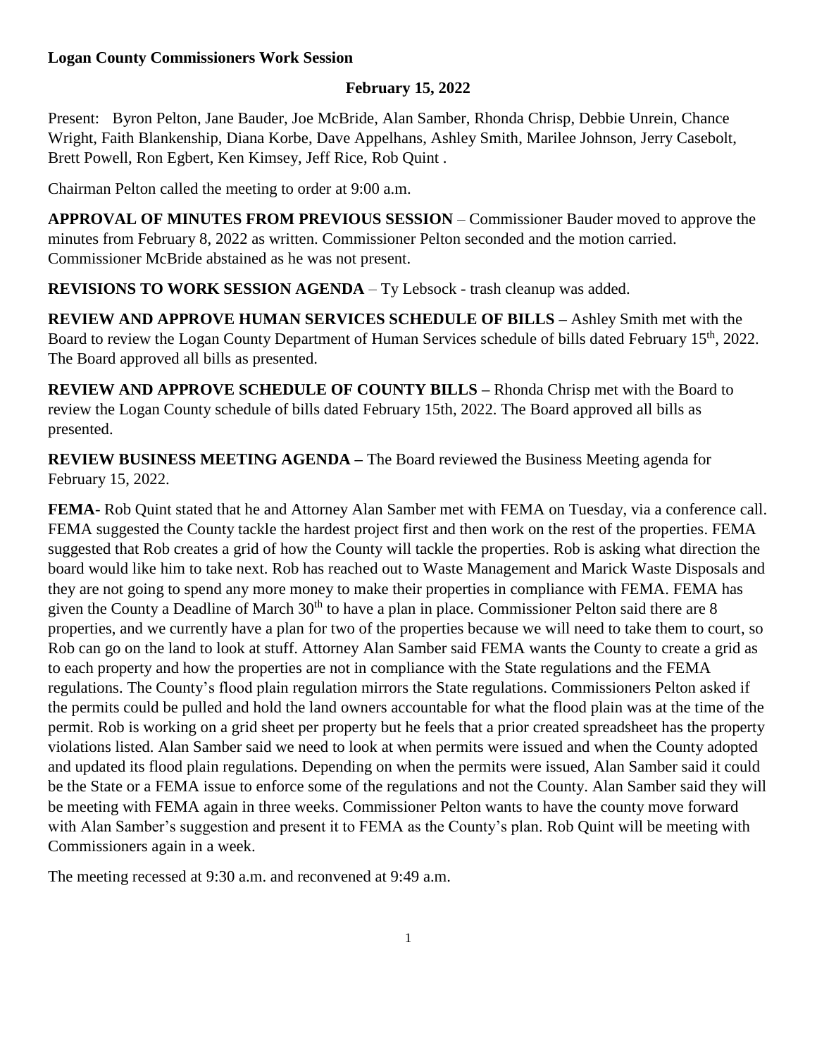**Logan County Commissioners Work Session**

**February 15, 2022**

Present: Byron Pelton, Jane Bauder, Joe McBride, Alan Samber, Rhonda Chrisp, Debbie Unrein, Chance Wright, Faith Blankenship, Diana Korbe, Dave Appelhans, Ashley Smith, Marilee Johnson, Jerry Casebolt, Brett Powell, Ron Egbert, Ken Kimsey, Jeff Rice, Rob Quint .

Chairman Pelton called the meeting to order at 9:00 a.m.

**APPROVAL OF MINUTES FROM PREVIOUS SESSION** – Commissioner Bauder moved to approve the minutes from February 8, 2022 as written. Commissioner Pelton seconded and the motion carried. Commissioner McBride abstained as he was not present.

**REVISIONS TO WORK SESSION AGENDA** – Ty Lebsock - trash cleanup was added.

**REVIEW AND APPROVE HUMAN SERVICES SCHEDULE OF BILLS –** Ashley Smith met with the Board to review the Logan County Department of Human Services schedule of bills dated February 15th, 2022. The Board approved all bills as presented.

**REVIEW AND APPROVE SCHEDULE OF COUNTY BILLS –** Rhonda Chrisp met with the Board to review the Logan County schedule of bills dated February 15th, 2022. The Board approved all bills as presented.

**REVIEW BUSINESS MEETING AGENDA –** The Board reviewed the Business Meeting agenda for February 15, 2022.

**FEMA**- Rob Quint stated that he and Attorney Alan Samber met with FEMA on Tuesday, via a conference call. FEMA suggested the County tackle the hardest project first and then work on the rest of the properties. FEMA suggested that Rob creates a grid of how the County will tackle the properties. Rob is asking what direction the board would like him to take next. Rob has reached out to Waste Management and Marick Waste Disposals and they are not going to spend any more money to make their properties in compliance with FEMA. FEMA has given the County a Deadline of March 30th to have a plan in place. Commissioner Pelton said there are 8 properties, and we currently have a plan for two of the properties because we will need to take them to court, so Rob can go on the land to look at stuff. Attorney Alan Samber said FEMA wants the County to create a grid as to each property and how the properties are not in compliance with the State regulations and the FEMA regulations. The County's flood plain regulation mirrors the State regulations. Commissioners Pelton asked if the permits could be pulled and hold the land owners accountable for what the flood plain was at the time of the permit. Rob is working on a grid sheet per property but he feels that a prior created spreadsheet has the property violations listed. Alan Samber said we need to look at when permits were issued and when the County adopted and updated its flood plain regulations. Depending on when the permits were issued, Alan Samber said it could be the State or a FEMA issue to enforce some of the regulations and not the County. Alan Samber said they will be meeting with FEMA again in three weeks. Commissioner Pelton wants to have the county move forward with Alan Samber's suggestion and present it to FEMA as the County's plan. Rob Quint will be meeting with Commissioners again in a week.

The meeting recessed at 9:30 a.m. and reconvened at 9:49 a.m.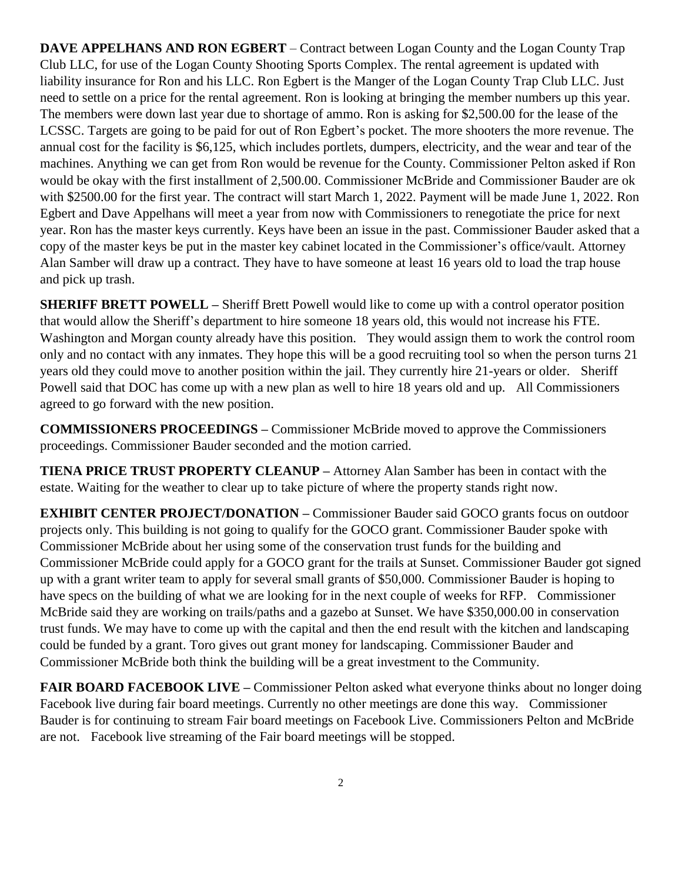**DAVE APPELHANS AND RON EGBERT** – Contract between Logan County and the Logan County Trap Club LLC, for use of the Logan County Shooting Sports Complex. The rental agreement is updated with liability insurance for Ron and his LLC. Ron Egbert is the Manger of the Logan County Trap Club LLC. Just need to settle on a price for the rental agreement. Ron is looking at bringing the member numbers up this year. The members were down last year due to shortage of ammo. Ron is asking for $2,500.00 for the lease of the LCSSC. Targets are going to be paid for out of Ron Egbert's pocket. The more shooters the more revenue. The annual cost for the facility is $6,125, which includes portlets, dumpers, electricity, and the wear and tear of the machines. Anything we can get from Ron would be revenue for the County. Commissioner Pelton asked if Ron would be okay with the first installment of 2,500.00. Commissioner McBride and Commissioner Bauder are ok with $2500.00 for the first year. The contract will start March 1, 2022. Payment will be made June 1, 2022. Ron Egbert and Dave Appelhans will meet a year from now with Commissioners to renegotiate the price for next year. Ron has the master keys currently. Keys have been an issue in the past. Commissioner Bauder asked that a copy of the master keys be put in the master key cabinet located in the Commissioner's office/vault. Attorney Alan Samber will draw up a contract. They have to have someone at least 16 years old to load the trap house and pick up trash.

**SHERIFF BRETT POWELL –** Sheriff Brett Powell would like to come up with a control operator position that would allow the Sheriff's department to hire someone 18 years old, this would not increase his FTE. Washington and Morgan county already have this position. They would assign them to work the control room only and no contact with any inmates. They hope this will be a good recruiting tool so when the person turns 21 years old they could move to another position within the jail. They currently hire 21-years or older. Sheriff Powell said that DOC has come up with a new plan as well to hire 18 years old and up. All Commissioners agreed to go forward with the new position.

**COMMISSIONERS PROCEEDINGS –** Commissioner McBride moved to approve the Commissioners proceedings. Commissioner Bauder seconded and the motion carried.

**TIENA PRICE TRUST PROPERTY CLEANUP –** Attorney Alan Samber has been in contact with the estate. Waiting for the weather to clear up to take picture of where the property stands right now.

**EXHIBIT CENTER PROJECT/DONATION –** Commissioner Bauder said GOCO grants focus on outdoor projects only. This building is not going to qualify for the GOCO grant. Commissioner Bauder spoke with Commissioner McBride about her using some of the conservation trust funds for the building and Commissioner McBride could apply for a GOCO grant for the trails at Sunset. Commissioner Bauder got signed up with a grant writer team to apply for several small grants of $50,000. Commissioner Bauder is hoping to have specs on the building of what we are looking for in the next couple of weeks for RFP. Commissioner McBride said they are working on trails/paths and a gazebo at Sunset. We have $350,000.00 in conservation trust funds. We may have to come up with the capital and then the end result with the kitchen and landscaping could be funded by a grant. Toro gives out grant money for landscaping. Commissioner Bauder and Commissioner McBride both think the building will be a great investment to the Community.

**FAIR BOARD FACEBOOK LIVE –** Commissioner Pelton asked what everyone thinks about no longer doing Facebook live during fair board meetings. Currently no other meetings are done this way. Commissioner Bauder is for continuing to stream Fair board meetings on Facebook Live. Commissioners Pelton and McBride are not. Facebook live streaming of the Fair board meetings will be stopped.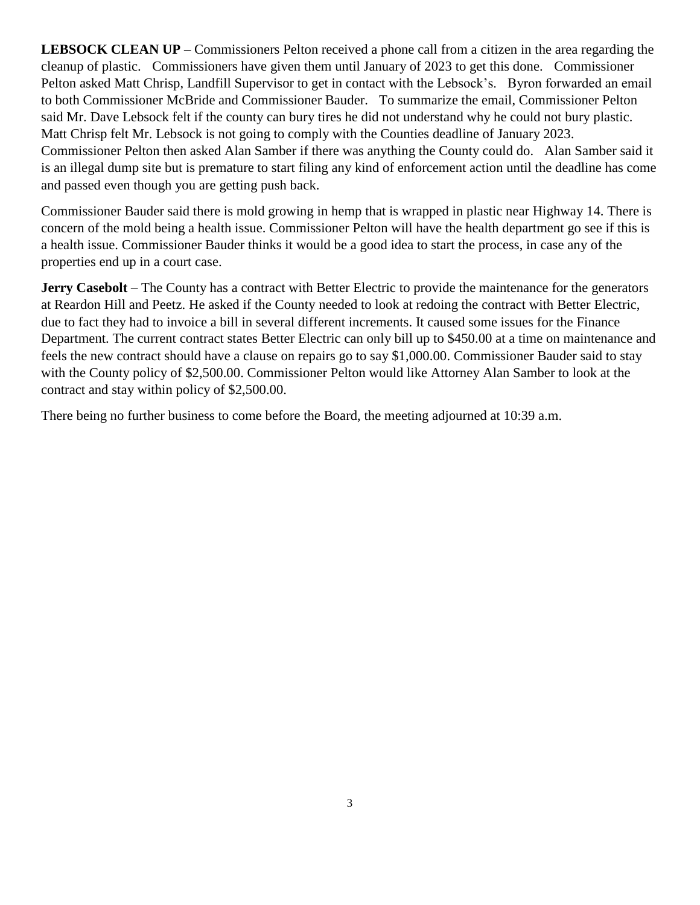**LEBSOCK CLEAN UP** – Commissioners Pelton received a phone call from a citizen in the area regarding the cleanup of plastic. Commissioners have given them until January of 2023 to get this done. Commissioner Pelton asked Matt Chrisp, Landfill Supervisor to get in contact with the Lebsock's. Byron forwarded an email to both Commissioner McBride and Commissioner Bauder. To summarize the email, Commissioner Pelton said Mr. Dave Lebsock felt if the county can bury tires he did not understand why he could not bury plastic. Matt Chrisp felt Mr. Lebsock is not going to comply with the Counties deadline of January 2023. Commissioner Pelton then asked Alan Samber if there was anything the County could do. Alan Samber said it is an illegal dump site but is premature to start filing any kind of enforcement action until the deadline has come and passed even though you are getting push back.

Commissioner Bauder said there is mold growing in hemp that is wrapped in plastic near Highway 14. There is concern of the mold being a health issue. Commissioner Pelton will have the health department go see if this is a health issue. Commissioner Bauder thinks it would be a good idea to start the process, in case any of the properties end up in a court case.

**Jerry Casebolt** – The County has a contract with Better Electric to provide the maintenance for the generators at Reardon Hill and Peetz. He asked if the County needed to look at redoing the contract with Better Electric, due to fact they had to invoice a bill in several different increments. It caused some issues for the Finance Department. The current contract states Better Electric can only bill up to $450.00 at a time on maintenance and feels the new contract should have a clause on repairs go to say $1,000.00. Commissioner Bauder said to stay with the County policy of $2,500.00. Commissioner Pelton would like Attorney Alan Samber to look at the contract and stay within policy of $2,500.00.

There being no further business to come before the Board, the meeting adjourned at 10:39 a.m.